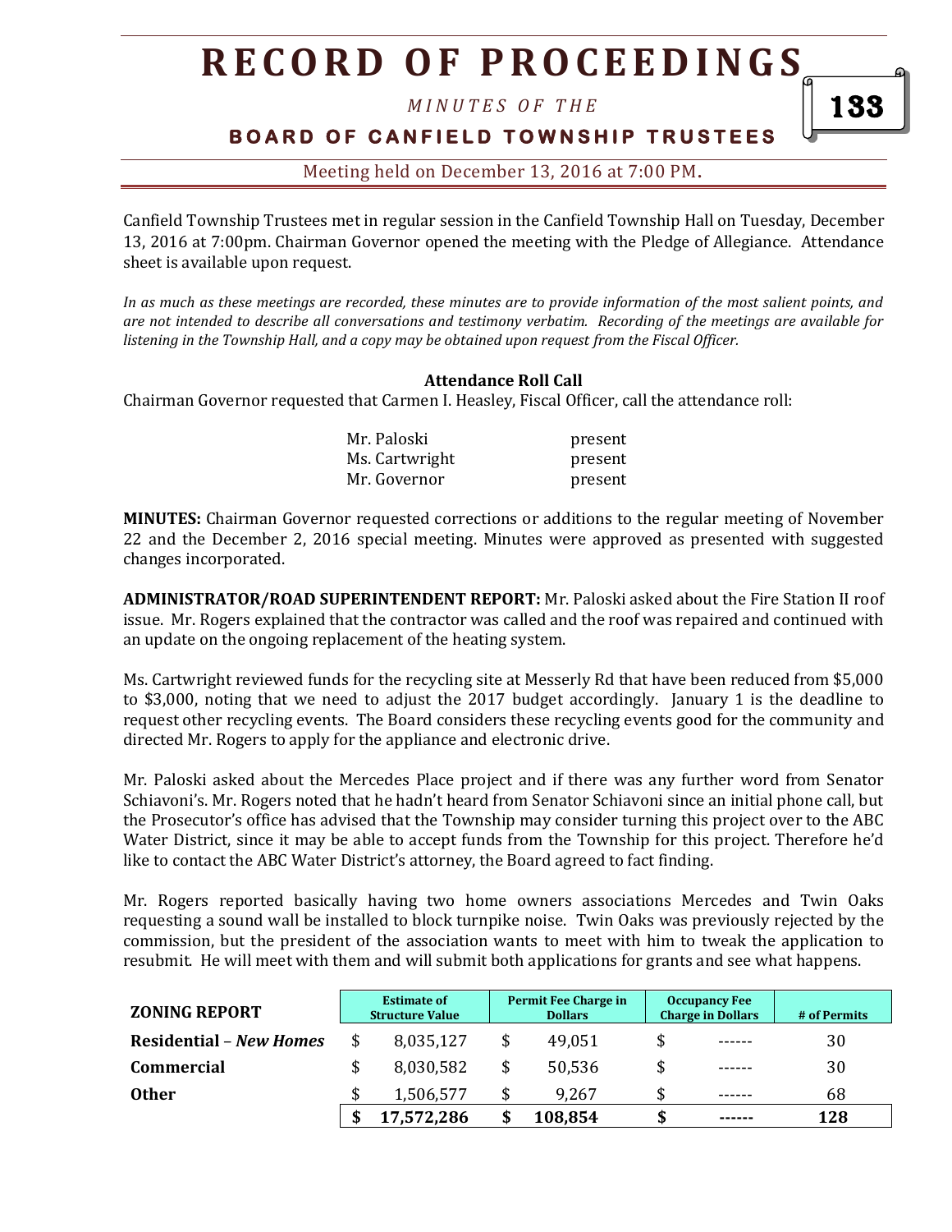# RECORD OF PROCEEDINGS

*MINUTES OF THE*

**BOARD OF CANFIELD TOWNSHIP TRUSTEES**

Meeting held on December 13, 2016 at 7:00 PM.

Canfield Township Trustees met in regular session in the Canfield Township Hall on Tuesday, December 13, 2016 at 7:00pm. Chairman Governor opened the meeting with the Pledge of Allegiance. Attendance sheet is available upon request.

*In as much as these meetings are recorded, these minutes are to provide information of the most salient points, and are not intended to describe all conversations and testimony verbatim. Recording of the meetings are available for listening in the Township Hall, and a copy may be obtained upon request from the Fiscal Officer.*

**Attendance Roll Call**

Chairman Governor requested that Carmen I. Heasley, Fiscal Officer, call the attendance roll:

| | |
|---|---|
| Mr. Paloski | present |
| Ms. Cartwright | present |
| Mr. Governor | present |

**MINUTES:** Chairman Governor requested corrections or additions to the regular meeting of November 22 and the December 2, 2016 special meeting. Minutes were approved as presented with suggested changes incorporated.

**ADMINISTRATOR/ROAD SUPERINTENDENT REPORT:** Mr. Paloski asked about the Fire Station II roof issue. Mr. Rogers explained that the contractor was called and the roof was repaired and continued with an update on the ongoing replacement of the heating system.

Ms. Cartwright reviewed funds for the recycling site at Messerly Rd that have been reduced from $5,000 to $3,000, noting that we need to adjust the 2017 budget accordingly. January 1 is the deadline to request other recycling events. The Board considers these recycling events good for the community and directed Mr. Rogers to apply for the appliance and electronic drive.

Mr. Paloski asked about the Mercedes Place project and if there was any further word from Senator Schiavoni's. Mr. Rogers noted that he hadn't heard from Senator Schiavoni since an initial phone call, but the Prosecutor's office has advised that the Township may consider turning this project over to the ABC Water District, since it may be able to accept funds from the Township for this project. Therefore he'd like to contact the ABC Water District's attorney, the Board agreed to fact finding.

Mr. Rogers reported basically having two home owners associations Mercedes and Twin Oaks requesting a sound wall be installed to block turnpike noise. Twin Oaks was previously rejected by the commission, but the president of the association wants to meet with him to tweak the application to resubmit. He will meet with them and will submit both applications for grants and see what happens.

| ZONING REPORT | Estimate of Structure Value | Permit Fee Charge in Dollars | Occupancy Fee Charge in Dollars | # of Permits |
|---|---|---|---|---|
| **Residential** – ***New Homes*** | $ 8,035,127 | $ 49,051 | $ ------ | 30 |
| **Commercial** | $ 8,030,582 | $ 50,536 | $ ------ | 30 |
| **Other** | $ 1,506,577 | $ 9,267 | $ ------ | 68 |
| | **$ 17,572,286** | **$ 108,854** | **$ ------** | **128** |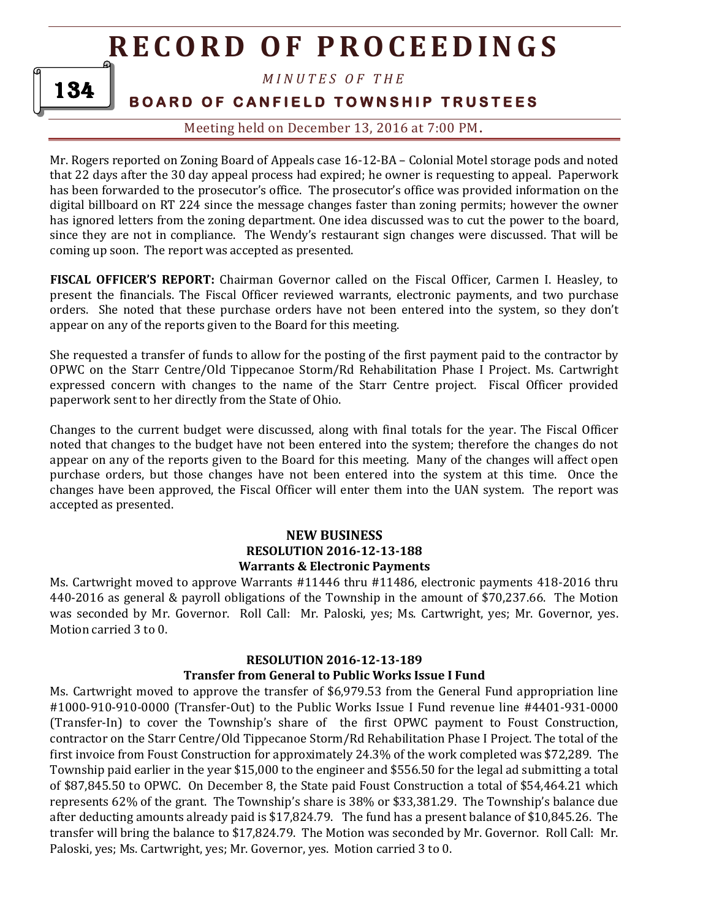Mr. Rogers reported on Zoning Board of Appeals case 16-12-BA – Colonial Motel storage pods and noted that 22 days after the 30 day appeal process had expired; he owner is requesting to appeal. Paperwork has been forwarded to the prosecutor's office. The prosecutor's office was provided information on the digital billboard on RT 224 since the message changes faster than zoning permits; however the owner has ignored letters from the zoning department. One idea discussed was to cut the power to the board, since they are not in compliance. The Wendy's restaurant sign changes were discussed. That will be coming up soon. The report was accepted as presented.

**FISCAL OFFICER'S REPORT:** Chairman Governor called on the Fiscal Officer, Carmen I. Heasley, to present the financials. The Fiscal Officer reviewed warrants, electronic payments, and two purchase orders. She noted that these purchase orders have not been entered into the system, so they don't appear on any of the reports given to the Board for this meeting.

She requested a transfer of funds to allow for the posting of the first payment paid to the contractor by OPWC on the Starr Centre/Old Tippecanoe Storm/Rd Rehabilitation Phase I Project. Ms. Cartwright expressed concern with changes to the name of the Starr Centre project. Fiscal Officer provided paperwork sent to her directly from the State of Ohio.

Changes to the current budget were discussed, along with final totals for the year. The Fiscal Officer noted that changes to the budget have not been entered into the system; therefore the changes do not appear on any of the reports given to the Board for this meeting. Many of the changes will affect open purchase orders, but those changes have not been entered into the system at this time. Once the changes have been approved, the Fiscal Officer will enter them into the UAN system. The report was accepted as presented.

## NEW BUSINESS
### RESOLUTION 2016-12-13-188
### Warrants & Electronic Payments

Ms. Cartwright moved to approve Warrants #11446 thru #11486, electronic payments 418-2016 thru 440-2016 as general & payroll obligations of the Township in the amount of $70,237.66. The Motion was seconded by Mr. Governor. Roll Call: Mr. Paloski, yes; Ms. Cartwright, yes; Mr. Governor, yes. Motion carried 3 to 0.

### RESOLUTION 2016-12-13-189
### Transfer from General to Public Works Issue I Fund

Ms. Cartwright moved to approve the transfer of $6,979.53 from the General Fund appropriation line #1000-910-910-0000 (Transfer-Out) to the Public Works Issue I Fund revenue line #4401-931-0000 (Transfer-In) to cover the Township's share of the first OPWC payment to Foust Construction, contractor on the Starr Centre/Old Tippecanoe Storm/Rd Rehabilitation Phase I Project. The total of the first invoice from Foust Construction for approximately 24.3% of the work completed was $72,289. The Township paid earlier in the year $15,000 to the engineer and $556.50 for the legal ad submitting a total of $87,845.50 to OPWC. On December 8, the State paid Foust Construction a total of $54,464.21 which represents 62% of the grant. The Township's share is 38% or $33,381.29. The Township's balance due after deducting amounts already paid is $17,824.79. The fund has a present balance of $10,845.26. The transfer will bring the balance to $17,824.79. The Motion was seconded by Mr. Governor. Roll Call: Mr. Paloski, yes; Ms. Cartwright, yes; Mr. Governor, yes. Motion carried 3 to 0.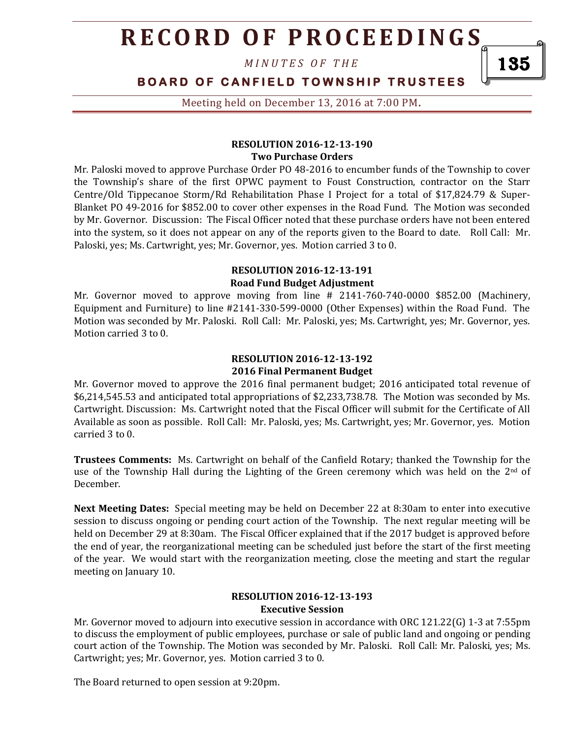**RESOLUTION 2016-12-13-190**
**Two Purchase Orders**

Mr. Paloski moved to approve Purchase Order PO 48-2016 to encumber funds of the Township to cover the Township's share of the first OPWC payment to Foust Construction, contractor on the Starr Centre/Old Tippecanoe Storm/Rd Rehabilitation Phase I Project for a total of $17,824.79 & Super-Blanket PO 49-2016 for $852.00 to cover other expenses in the Road Fund. The Motion was seconded by Mr. Governor. Discussion: The Fiscal Officer noted that these purchase orders have not been entered into the system, so it does not appear on any of the reports given to the Board to date. Roll Call: Mr. Paloski, yes; Ms. Cartwright, yes; Mr. Governor, yes. Motion carried 3 to 0.

**RESOLUTION 2016-12-13-191**
**Road Fund Budget Adjustment**

Mr. Governor moved to approve moving from line # 2141-760-740-0000 $852.00 (Machinery, Equipment and Furniture) to line #2141-330-599-0000 (Other Expenses) within the Road Fund. The Motion was seconded by Mr. Paloski. Roll Call: Mr. Paloski, yes; Ms. Cartwright, yes; Mr. Governor, yes. Motion carried 3 to 0.

**RESOLUTION 2016-12-13-192**
**2016 Final Permanent Budget**

Mr. Governor moved to approve the 2016 final permanent budget; 2016 anticipated total revenue of $6,214,545.53 and anticipated total appropriations of $2,233,738.78. The Motion was seconded by Ms. Cartwright. Discussion: Ms. Cartwright noted that the Fiscal Officer will submit for the Certificate of All Available as soon as possible. Roll Call: Mr. Paloski, yes; Ms. Cartwright, yes; Mr. Governor, yes. Motion carried 3 to 0.

**Trustees Comments:** Ms. Cartwright on behalf of the Canfield Rotary; thanked the Township for the use of the Township Hall during the Lighting of the Green ceremony which was held on the 2nd of December.

**Next Meeting Dates:** Special meeting may be held on December 22 at 8:30am to enter into executive session to discuss ongoing or pending court action of the Township. The next regular meeting will be held on December 29 at 8:30am. The Fiscal Officer explained that if the 2017 budget is approved before the end of year, the reorganizational meeting can be scheduled just before the start of the first meeting of the year. We would start with the reorganization meeting, close the meeting and start the regular meeting on January 10.

**RESOLUTION 2016-12-13-193**
**Executive Session**

Mr. Governor moved to adjourn into executive session in accordance with ORC 121.22(G) 1-3 at 7:55pm to discuss the employment of public employees, purchase or sale of public land and ongoing or pending court action of the Township. The Motion was seconded by Mr. Paloski. Roll Call: Mr. Paloski, yes; Ms. Cartwright; yes; Mr. Governor, yes. Motion carried 3 to 0.

The Board returned to open session at 9:20pm.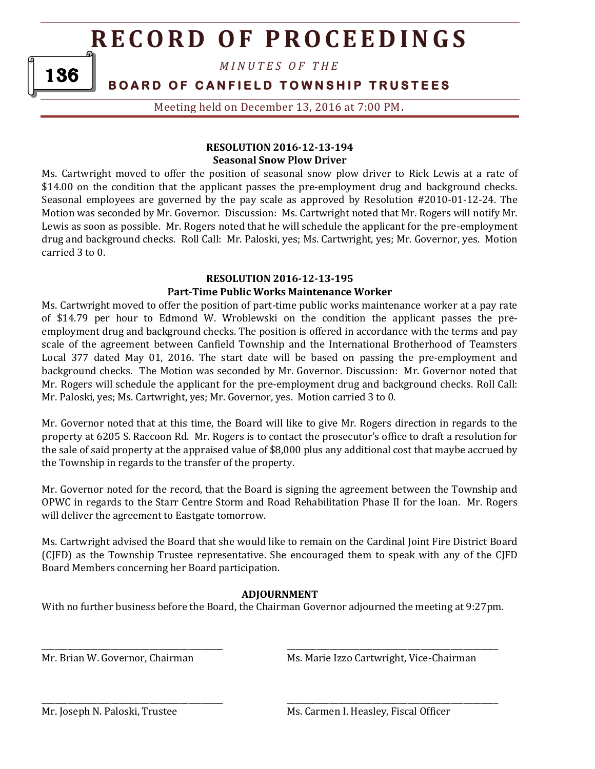#### RESOLUTION 2016-12-13-194
**Seasonal Snow Plow Driver**

Ms. Cartwright moved to offer the position of seasonal snow plow driver to Rick Lewis at a rate of $14.00 on the condition that the applicant passes the pre-employment drug and background checks. Seasonal employees are governed by the pay scale as approved by Resolution #2010-01-12-24. The Motion was seconded by Mr. Governor. Discussion: Ms. Cartwright noted that Mr. Rogers will notify Mr. Lewis as soon as possible. Mr. Rogers noted that he will schedule the applicant for the pre-employment drug and background checks. Roll Call: Mr. Paloski, yes; Ms. Cartwright, yes; Mr. Governor, yes. Motion carried 3 to 0.

#### RESOLUTION 2016-12-13-195
**Part-Time Public Works Maintenance Worker**

Ms. Cartwright moved to offer the position of part-time public works maintenance worker at a pay rate of $14.79 per hour to Edmond W. Wroblewski on the condition the applicant passes the pre-employment drug and background checks. The position is offered in accordance with the terms and pay scale of the agreement between Canfield Township and the International Brotherhood of Teamsters Local 377 dated May 01, 2016. The start date will be based on passing the pre-employment and background checks. The Motion was seconded by Mr. Governor. Discussion: Mr. Governor noted that Mr. Rogers will schedule the applicant for the pre-employment drug and background checks. Roll Call: Mr. Paloski, yes; Ms. Cartwright, yes; Mr. Governor, yes. Motion carried 3 to 0.

Mr. Governor noted that at this time, the Board will like to give Mr. Rogers direction in regards to the property at 6205 S. Raccoon Rd. Mr. Rogers is to contact the prosecutor's office to draft a resolution for the sale of said property at the appraised value of $8,000 plus any additional cost that maybe accrued by the Township in regards to the transfer of the property.

Mr. Governor noted for the record, that the Board is signing the agreement between the Township and OPWC in regards to the Starr Centre Storm and Road Rehabilitation Phase II for the loan. Mr. Rogers will deliver the agreement to Eastgate tomorrow.

Ms. Cartwright advised the Board that she would like to remain on the Cardinal Joint Fire District Board (CJFD) as the Township Trustee representative. She encouraged them to speak with any of the CJFD Board Members concerning her Board participation.

#### ADJOURNMENT

With no further business before the Board, the Chairman Governor adjourned the meeting at 9:27pm.

\_\_\_\_\_\_\_\_\_\_\_\_\_\_\_\_\_\_\_\_\_\_\_\_\_\_\_\_\_\_\_\_\_\_\_\_\_\_\_\_ \_\_\_\_\_\_\_\_\_\_\_\_\_\_\_\_\_\_\_\_\_\_\_\_\_\_\_\_\_\_\_\_\_\_\_\_\_\_\_\_\_\_\_\_\_\_\_\_
Mr. Brian W. Governor, Chairman — Ms. Marie Izzo Cartwright, Vice-Chairman

\_\_\_\_\_\_\_\_\_\_\_\_\_\_\_\_\_\_\_\_\_\_\_\_\_\_\_\_\_\_\_\_\_\_\_\_\_\_\_\_ \_\_\_\_\_\_\_\_\_\_\_\_\_\_\_\_\_\_\_\_\_\_\_\_\_\_\_\_\_\_\_\_\_\_\_\_\_\_\_\_\_\_\_\_\_\_\_\_
Mr. Joseph N. Paloski, Trustee — Ms. Carmen I. Heasley, Fiscal Officer